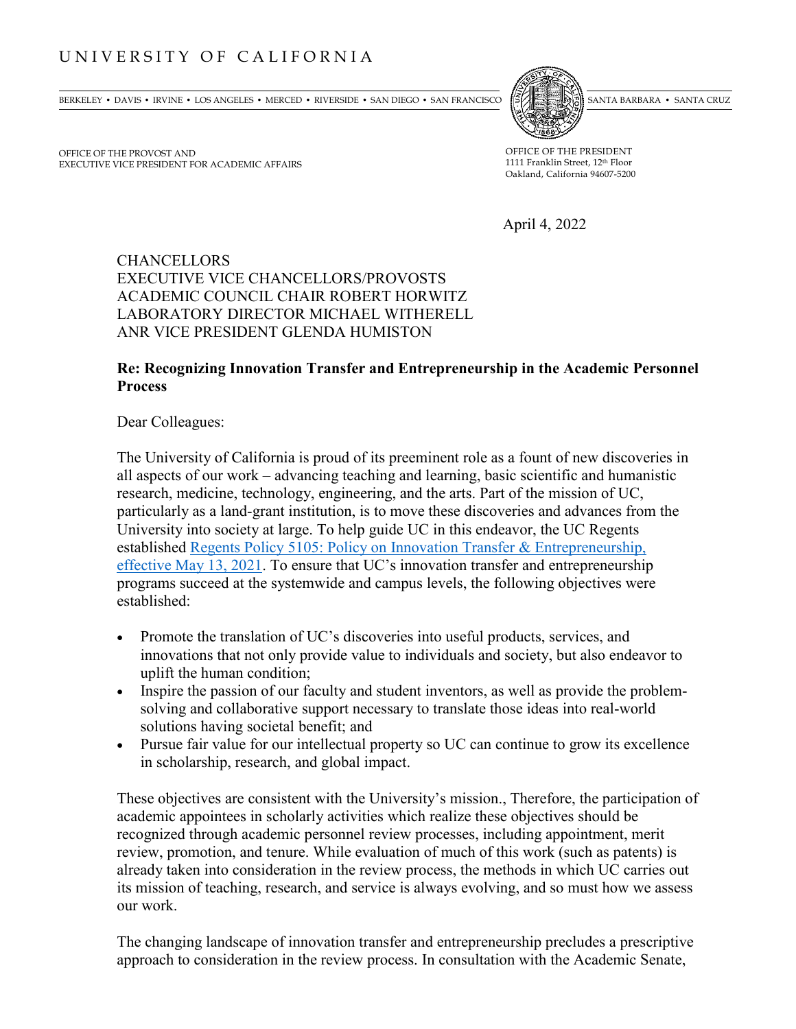# UNIVERSITY OF CALIFORNIA

BERKELEY • DAVIS • IRVINE • LOS ANGELES • MERCED • RIVERSIDE • SAN DIEGO • SAN FRANCISCO SANTA BARBARA • SANTA CRUZ

OFFICE OF THE PROVOST AND
EXECUTIVE VICE PRESIDENT FOR ACADEMIC AFFAIRS

OFFICE OF THE PRESIDENT
1111 Franklin Street, 12th Floor
Oakland, California 94607-5200

April 4, 2022

CHANCELLORS
EXECUTIVE VICE CHANCELLORS/PROVOSTS
ACADEMIC COUNCIL CHAIR ROBERT HORWITZ
LABORATORY DIRECTOR MICHAEL WITHERELL
ANR VICE PRESIDENT GLENDA HUMISTON

**Re: Recognizing Innovation Transfer and Entrepreneurship in the Academic Personnel Process**

Dear Colleagues:

The University of California is proud of its preeminent role as a fount of new discoveries in all aspects of our work – advancing teaching and learning, basic scientific and humanistic research, medicine, technology, engineering, and the arts. Part of the mission of UC, particularly as a land-grant institution, is to move these discoveries and advances from the University into society at large. To help guide UC in this endeavor, the UC Regents established [Regents Policy 5105: Policy on Innovation Transfer & Entrepreneurship, effective May 13, 2021](). To ensure that UC's innovation transfer and entrepreneurship programs succeed at the systemwide and campus levels, the following objectives were established:

- Promote the translation of UC's discoveries into useful products, services, and innovations that not only provide value to individuals and society, but also endeavor to uplift the human condition;
- Inspire the passion of our faculty and student inventors, as well as provide the problem-solving and collaborative support necessary to translate those ideas into real-world solutions having societal benefit; and
- Pursue fair value for our intellectual property so UC can continue to grow its excellence in scholarship, research, and global impact.

These objectives are consistent with the University's mission., Therefore, the participation of academic appointees in scholarly activities which realize these objectives should be recognized through academic personnel review processes, including appointment, merit review, promotion, and tenure. While evaluation of much of this work (such as patents) is already taken into consideration in the review process, the methods in which UC carries out its mission of teaching, research, and service is always evolving, and so must how we assess our work.

The changing landscape of innovation transfer and entrepreneurship precludes a prescriptive approach to consideration in the review process. In consultation with the Academic Senate,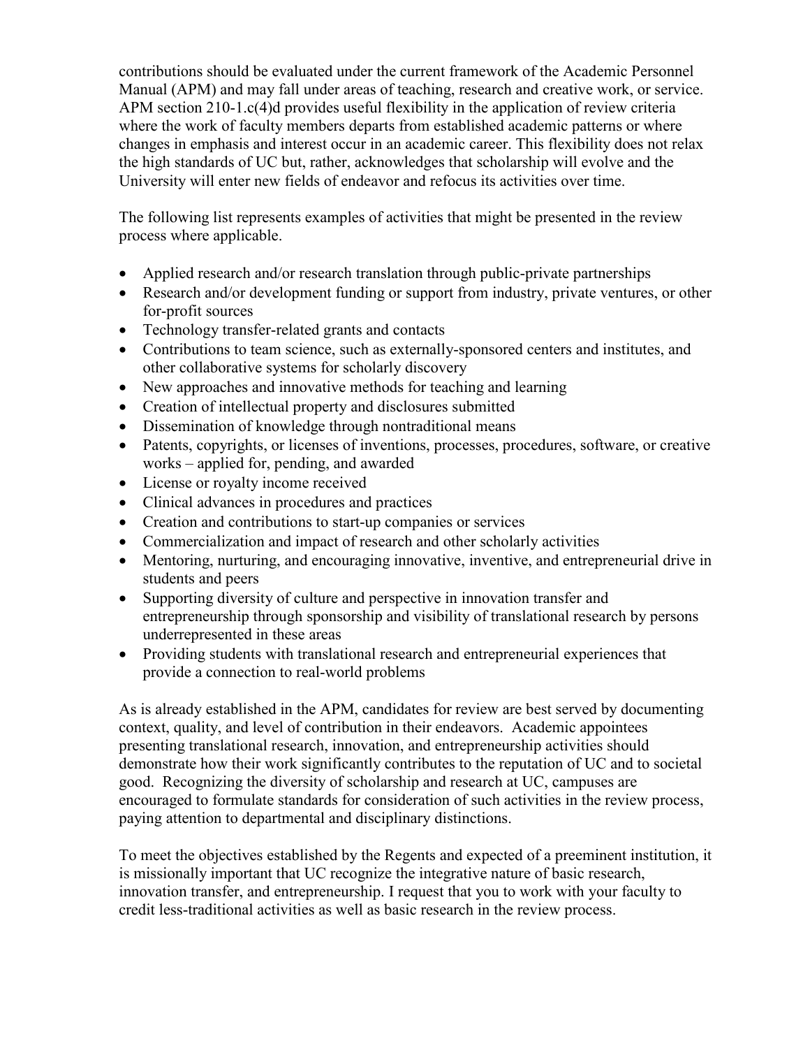contributions should be evaluated under the current framework of the Academic Personnel Manual (APM) and may fall under areas of teaching, research and creative work, or service. APM section 210-1.c(4)d provides useful flexibility in the application of review criteria where the work of faculty members departs from established academic patterns or where changes in emphasis and interest occur in an academic career. This flexibility does not relax the high standards of UC but, rather, acknowledges that scholarship will evolve and the University will enter new fields of endeavor and refocus its activities over time.

The following list represents examples of activities that might be presented in the review process where applicable.

- Applied research and/or research translation through public-private partnerships
- Research and/or development funding or support from industry, private ventures, or other for-profit sources
- Technology transfer-related grants and contacts
- Contributions to team science, such as externally-sponsored centers and institutes, and other collaborative systems for scholarly discovery
- New approaches and innovative methods for teaching and learning
- Creation of intellectual property and disclosures submitted
- Dissemination of knowledge through nontraditional means
- Patents, copyrights, or licenses of inventions, processes, procedures, software, or creative works – applied for, pending, and awarded
- License or royalty income received
- Clinical advances in procedures and practices
- Creation and contributions to start-up companies or services
- Commercialization and impact of research and other scholarly activities
- Mentoring, nurturing, and encouraging innovative, inventive, and entrepreneurial drive in students and peers
- Supporting diversity of culture and perspective in innovation transfer and entrepreneurship through sponsorship and visibility of translational research by persons underrepresented in these areas
- Providing students with translational research and entrepreneurial experiences that provide a connection to real-world problems

As is already established in the APM, candidates for review are best served by documenting context, quality, and level of contribution in their endeavors. Academic appointees presenting translational research, innovation, and entrepreneurship activities should demonstrate how their work significantly contributes to the reputation of UC and to societal good. Recognizing the diversity of scholarship and research at UC, campuses are encouraged to formulate standards for consideration of such activities in the review process, paying attention to departmental and disciplinary distinctions.

To meet the objectives established by the Regents and expected of a preeminent institution, it is missionally important that UC recognize the integrative nature of basic research, innovation transfer, and entrepreneurship. I request that you to work with your faculty to credit less-traditional activities as well as basic research in the review process.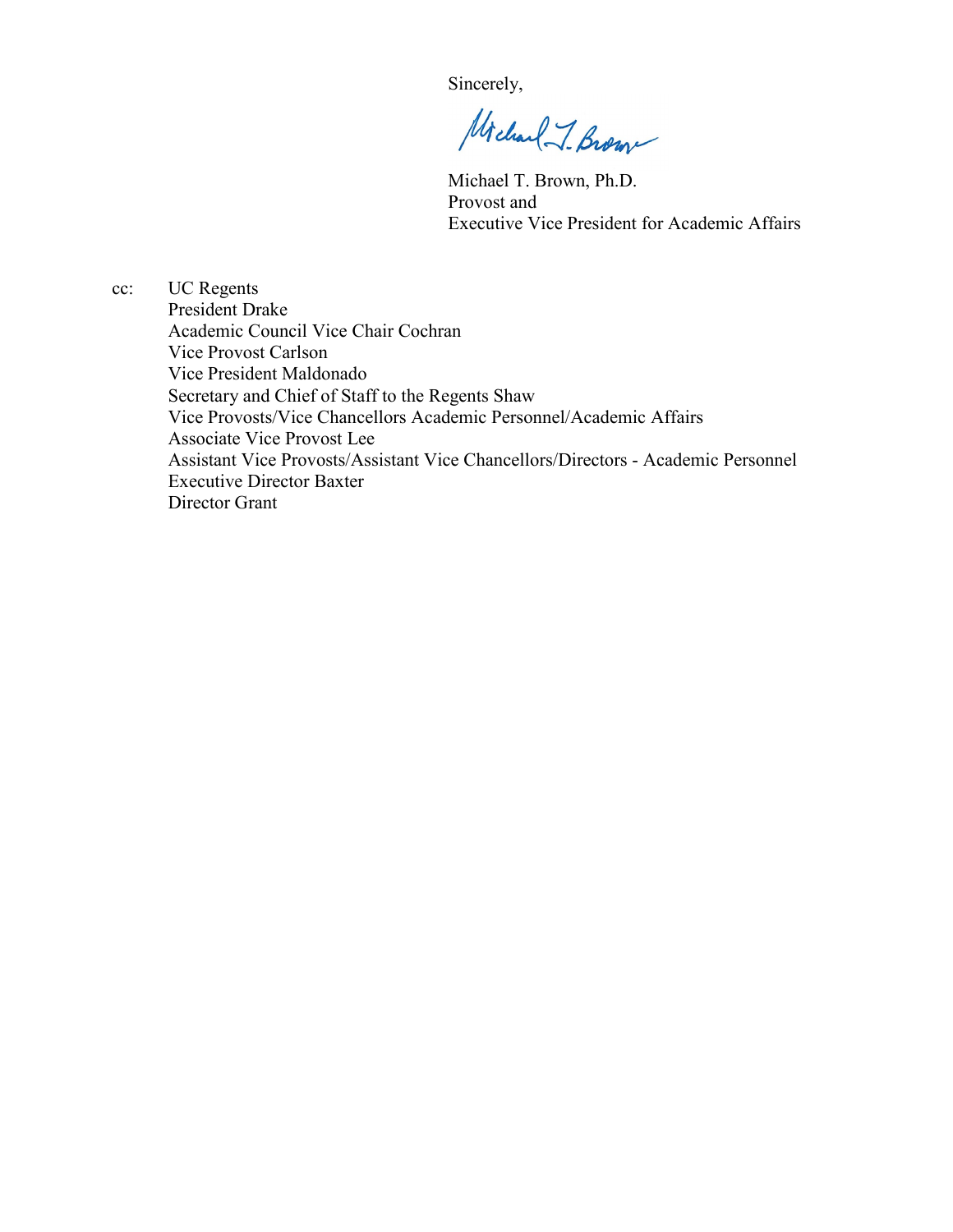Sincerely,

Michael T. Brown, Ph.D.
Provost and
Executive Vice President for Academic Affairs

cc: UC Regents
President Drake
Academic Council Vice Chair Cochran
Vice Provost Carlson
Vice President Maldonado
Secretary and Chief of Staff to the Regents Shaw
Vice Provosts/Vice Chancellors Academic Personnel/Academic Affairs
Associate Vice Provost Lee
Assistant Vice Provosts/Assistant Vice Chancellors/Directors - Academic Personnel
Executive Director Baxter
Director Grant